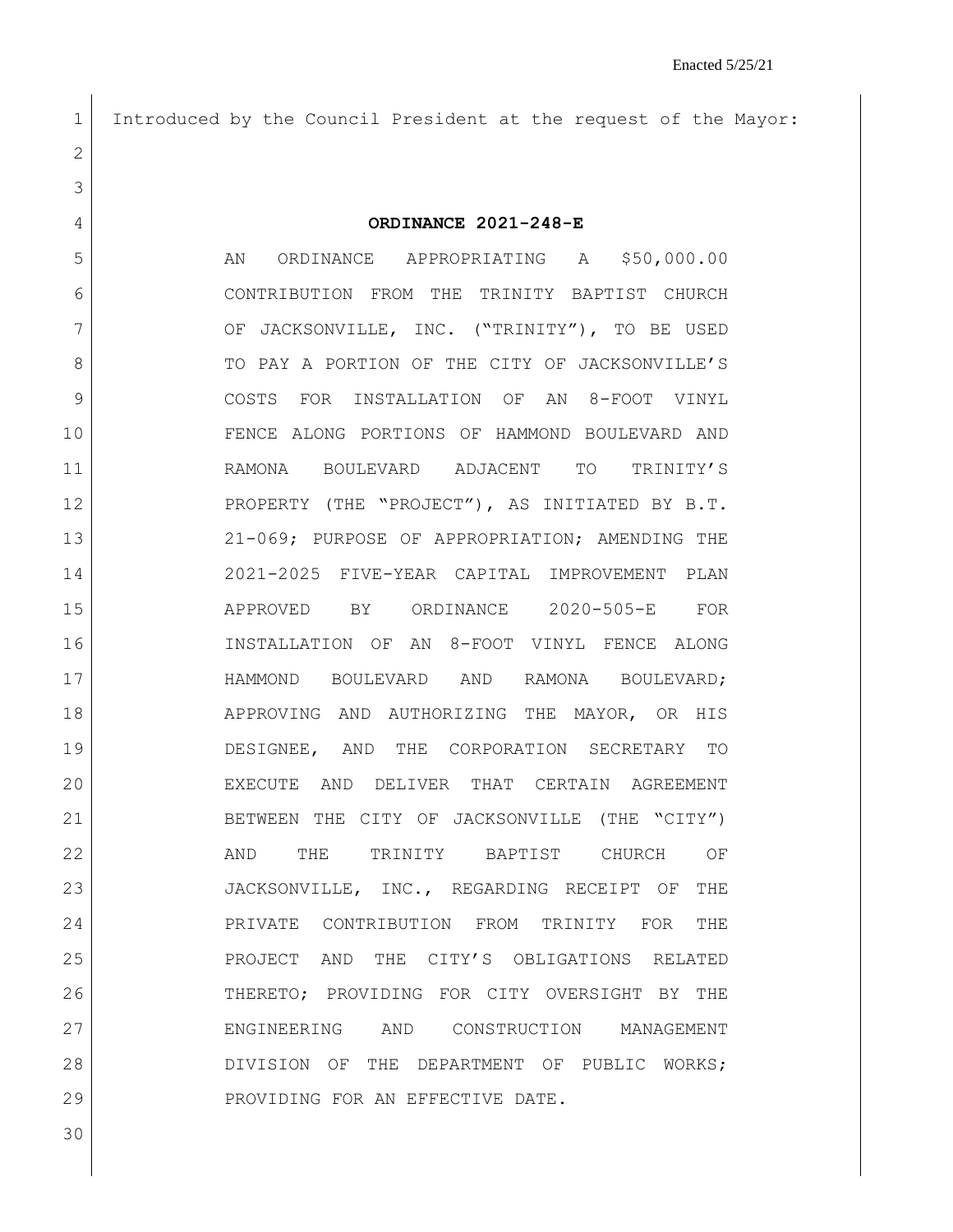Enacted 5/25/21

Introduced by the Council President at the request of the Mayor:

**ORDINANCE 2021-248-E**

AN ORDINANCE APPROPRIATING A $50,000.00 CONTRIBUTION FROM THE TRINITY BAPTIST CHURCH OF JACKSONVILLE, INC. ("TRINITY"), TO BE USED TO PAY A PORTION OF THE CITY OF JACKSONVILLE'S COSTS FOR INSTALLATION OF AN 8-FOOT VINYL FENCE ALONG PORTIONS OF HAMMOND BOULEVARD AND RAMONA BOULEVARD ADJACENT TO TRINITY'S PROPERTY (THE "PROJECT"), AS INITIATED BY B.T. 21-069; PURPOSE OF APPROPRIATION; AMENDING THE 2021-2025 FIVE-YEAR CAPITAL IMPROVEMENT PLAN APPROVED BY ORDINANCE 2020-505-E FOR INSTALLATION OF AN 8-FOOT VINYL FENCE ALONG HAMMOND BOULEVARD AND RAMONA BOULEVARD; APPROVING AND AUTHORIZING THE MAYOR, OR HIS DESIGNEE, AND THE CORPORATION SECRETARY TO EXECUTE AND DELIVER THAT CERTAIN AGREEMENT BETWEEN THE CITY OF JACKSONVILLE (THE "CITY") AND THE TRINITY BAPTIST CHURCH OF JACKSONVILLE, INC., REGARDING RECEIPT OF THE PRIVATE CONTRIBUTION FROM TRINITY FOR THE PROJECT AND THE CITY'S OBLIGATIONS RELATED THERETO; PROVIDING FOR CITY OVERSIGHT BY THE ENGINEERING AND CONSTRUCTION MANAGEMENT DIVISION OF THE DEPARTMENT OF PUBLIC WORKS; PROVIDING FOR AN EFFECTIVE DATE.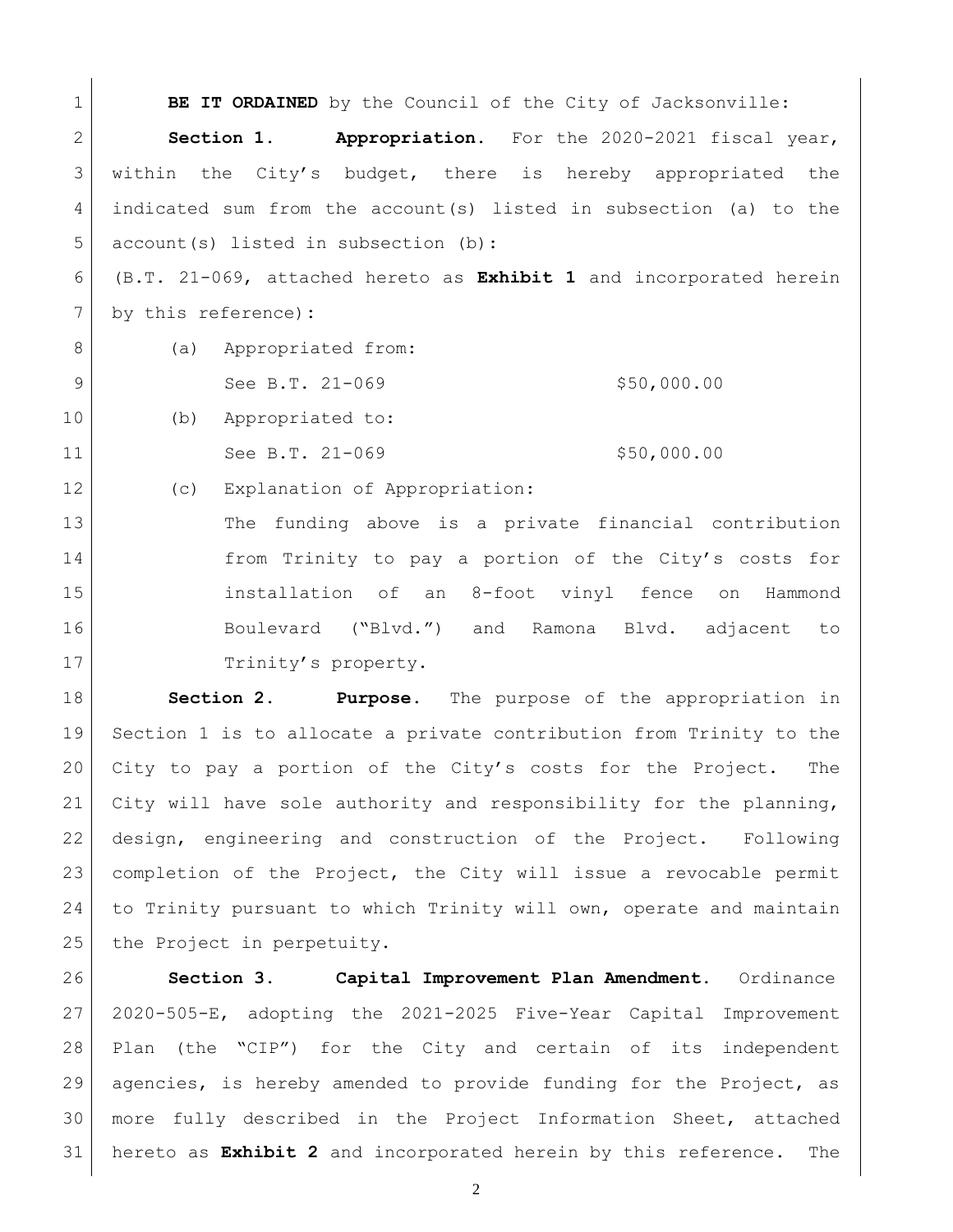**BE IT ORDAINED** by the Council of the City of Jacksonville:

**Section 1. Appropriation.** For the 2020-2021 fiscal year, within the City's budget, there is hereby appropriated the indicated sum from the account(s) listed in subsection (a) to the account(s) listed in subsection (b):

(B.T. 21-069, attached hereto as **Exhibit 1** and incorporated herein by this reference):

(a) Appropriated from:

See B.T. 21-069 $50,000.00

(b) Appropriated to:

See B.T. 21-069 $50,000.00

(c) Explanation of Appropriation:

The funding above is a private financial contribution from Trinity to pay a portion of the City's costs for installation of an 8-foot vinyl fence on Hammond Boulevard ("Blvd.") and Ramona Blvd. adjacent to Trinity's property.

**Section 2. Purpose.** The purpose of the appropriation in Section 1 is to allocate a private contribution from Trinity to the City to pay a portion of the City's costs for the Project. The City will have sole authority and responsibility for the planning, design, engineering and construction of the Project. Following completion of the Project, the City will issue a revocable permit to Trinity pursuant to which Trinity will own, operate and maintain the Project in perpetuity.

**Section 3. Capital Improvement Plan Amendment.** Ordinance 2020-505-E, adopting the 2021-2025 Five-Year Capital Improvement Plan (the "CIP") for the City and certain of its independent agencies, is hereby amended to provide funding for the Project, as more fully described in the Project Information Sheet, attached hereto as **Exhibit 2** and incorporated herein by this reference. The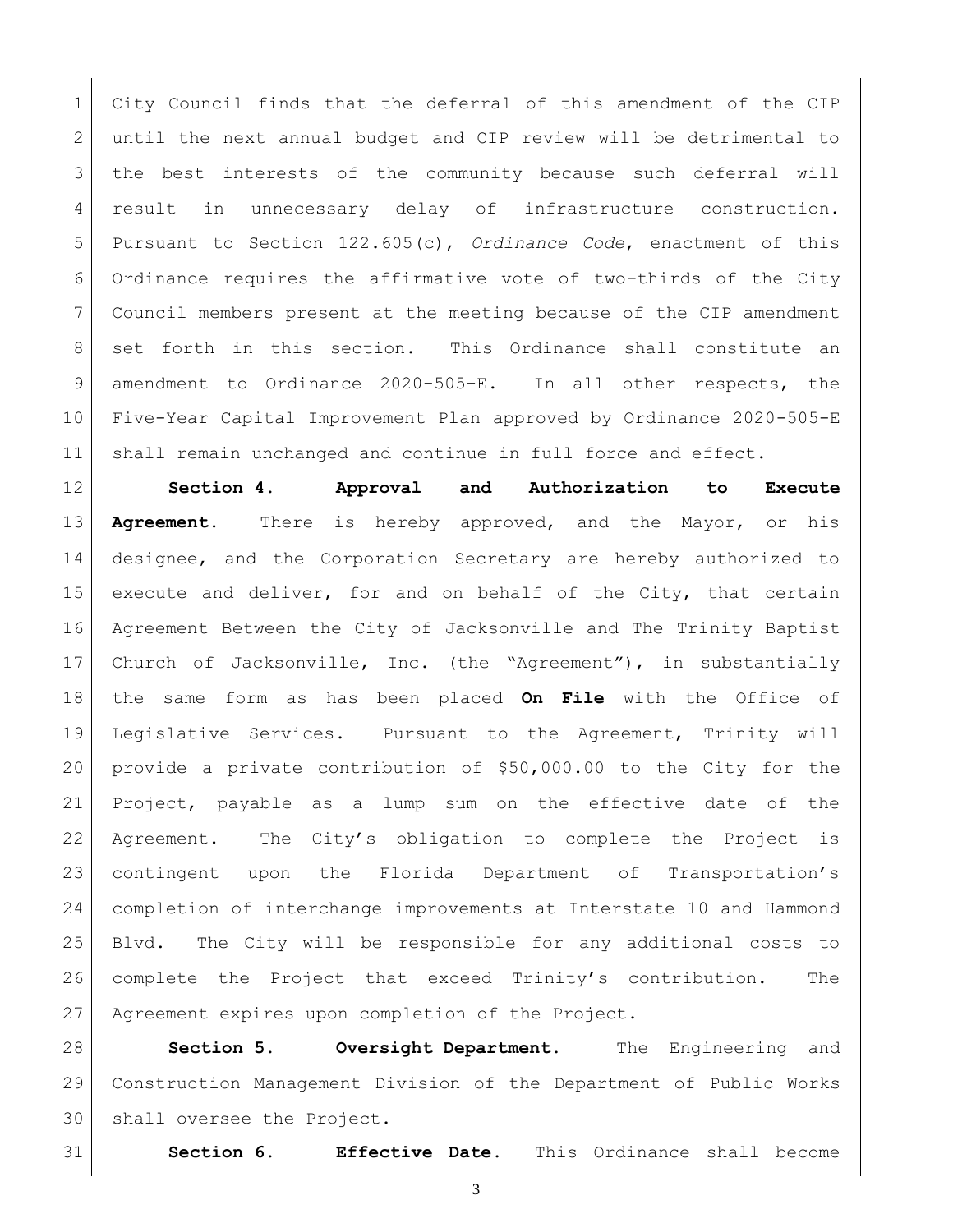City Council finds that the deferral of this amendment of the CIP until the next annual budget and CIP review will be detrimental to the best interests of the community because such deferral will result in unnecessary delay of infrastructure construction. Pursuant to Section 122.605(c), *Ordinance Code*, enactment of this Ordinance requires the affirmative vote of two-thirds of the City Council members present at the meeting because of the CIP amendment set forth in this section. This Ordinance shall constitute an amendment to Ordinance 2020-505-E. In all other respects, the Five-Year Capital Improvement Plan approved by Ordinance 2020-505-E shall remain unchanged and continue in full force and effect.

**Section 4. Approval and Authorization to Execute Agreement.** There is hereby approved, and the Mayor, or his designee, and the Corporation Secretary are hereby authorized to execute and deliver, for and on behalf of the City, that certain Agreement Between the City of Jacksonville and The Trinity Baptist Church of Jacksonville, Inc. (the "Agreement"), in substantially the same form as has been placed **On File** with the Office of Legislative Services. Pursuant to the Agreement, Trinity will provide a private contribution of $50,000.00 to the City for the Project, payable as a lump sum on the effective date of the Agreement. The City's obligation to complete the Project is contingent upon the Florida Department of Transportation's completion of interchange improvements at Interstate 10 and Hammond Blvd. The City will be responsible for any additional costs to complete the Project that exceed Trinity's contribution. The Agreement expires upon completion of the Project.

**Section 5. Oversight Department.** The Engineering and Construction Management Division of the Department of Public Works shall oversee the Project.

**Section 6. Effective Date.** This Ordinance shall become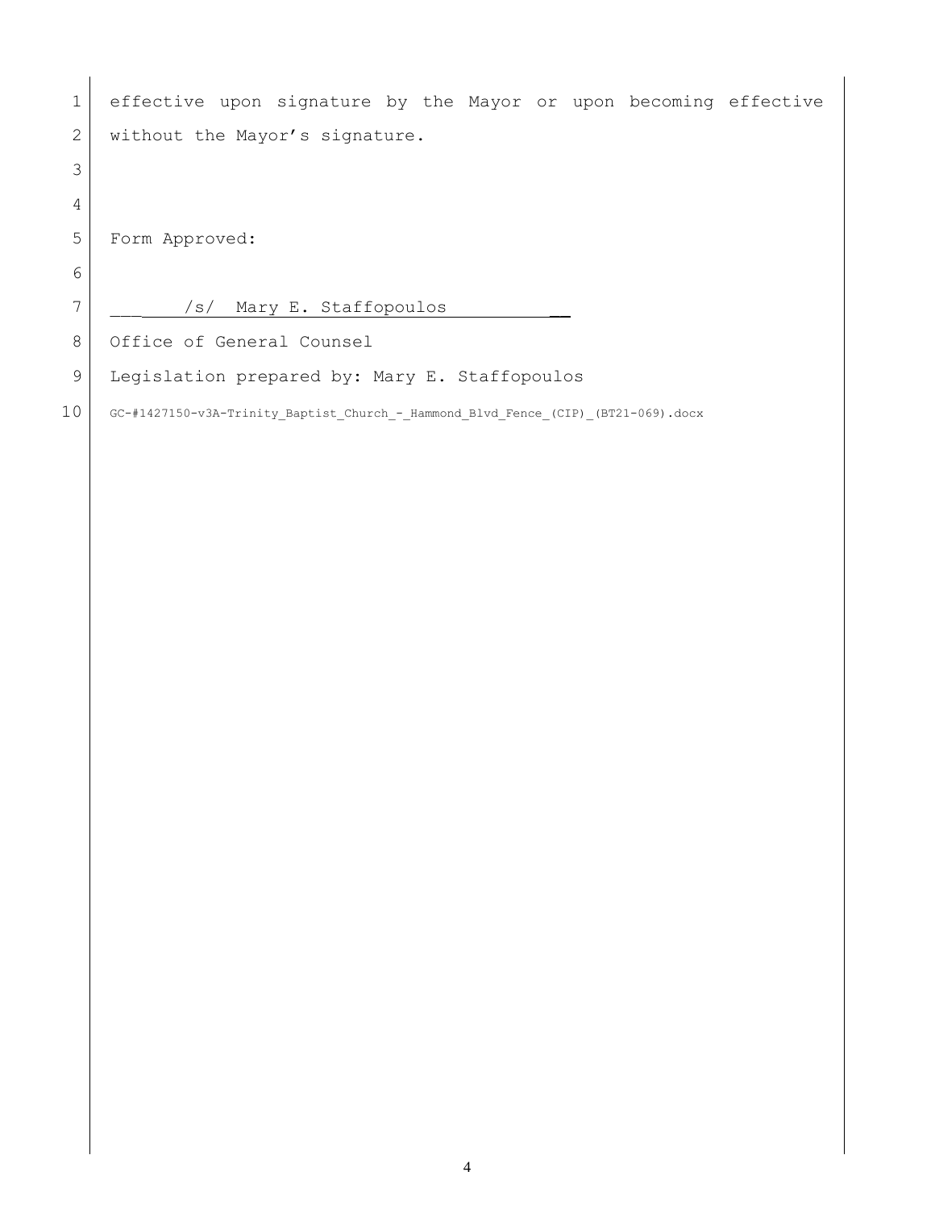effective upon signature by the Mayor or upon becoming effective without the Mayor's signature.

Form Approved:

/s/ Mary E. Staffopoulos

Office of General Counsel

Legislation prepared by: Mary E. Staffopoulos

GC-#1427150-v3A-Trinity_Baptist_Church_-_Hammond_Blvd_Fence_(CIP)_(BT21-069).docx